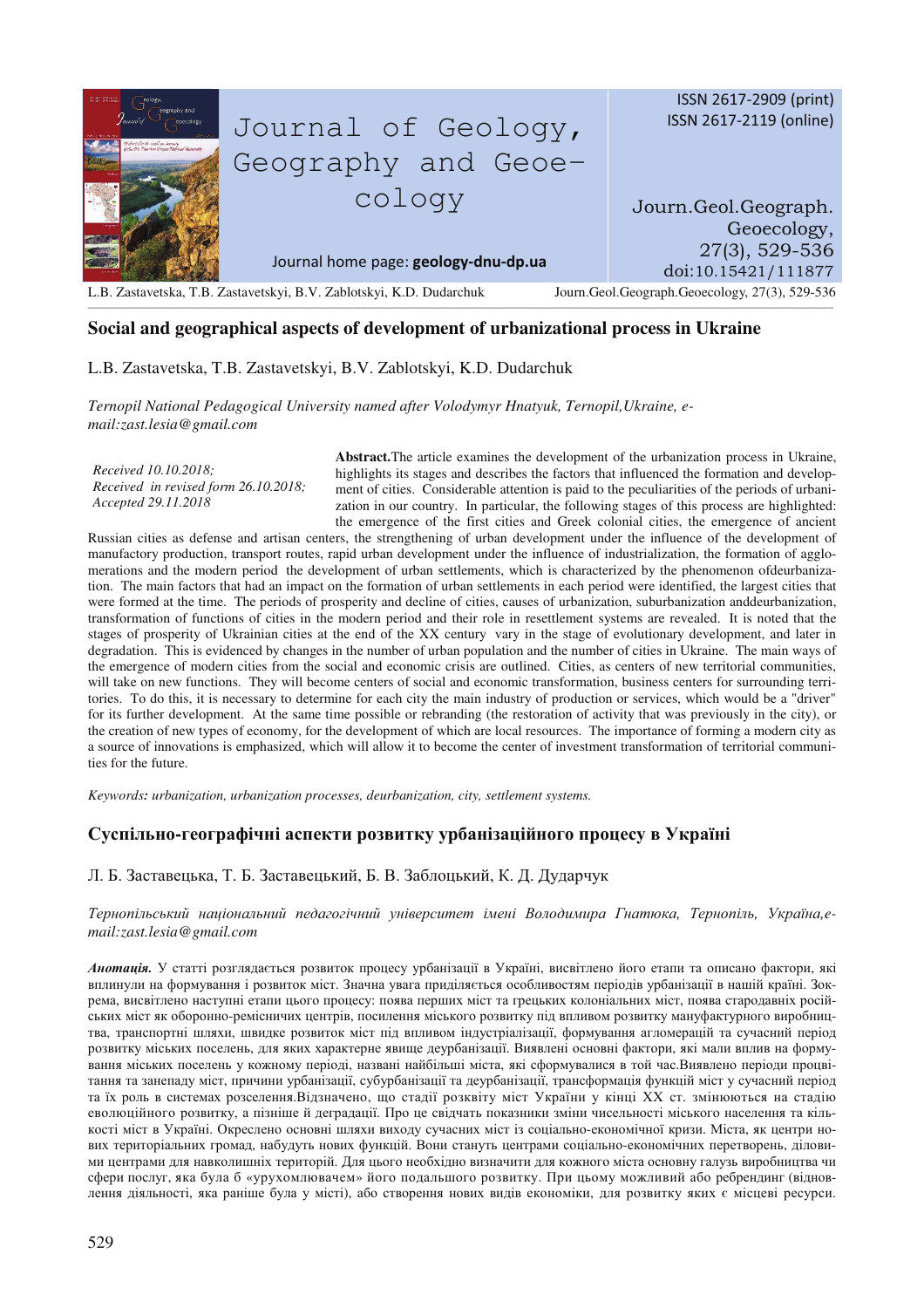ISSN 2617-2909 (print)
ISSN 2617-2119 (online)

Journal of Geology, Geography and Geoecology

Journal home page: geology-dnu-dp.ua

Journ.Geol.Geograph. Geoecology, 27(3), 529-536
doi:10.15421/111877

# Social and geographical aspects of development of urbanizational process in Ukraine

L.B. Zastavetska, T.B. Zastavetskyi, B.V. Zablotskyi, K.D. Dudarchuk

*Ternopil National Pedagogical University named after Volodymyr Hnatyuk, Ternopil,Ukraine, e-mail:zast.lesia@gmail.com*

*Received 10.10.2018;*
*Received in revised form 26.10.2018;*
*Accepted 29.11.2018*

**Abstract.**The article examines the development of the urbanization process in Ukraine, highlights its stages and describes the factors that influenced the formation and development of cities. Considerable attention is paid to the peculiarities of the periods of urbanization in our country. In particular, the following stages of this process are highlighted: the emergence of the first cities and Greek colonial cities, the emergence of ancient Russian cities as defense and artisan centers, the strengthening of urban development under the influence of the development of manufactory production, transport routes, rapid urban development under the influence of industrialization, the formation of agglomerations and the modern period the development of urban settlements, which is characterized by the phenomenon ofdeurbanization. The main factors that had an impact on the formation of urban settlements in each period were identified, the largest cities that were formed at the time. The periods of prosperity and decline of cities, causes of urbanization, suburbanization anddeurbanization, transformation of functions of cities in the modern period and their role in resettlement systems are revealed. It is noted that the stages of prosperity of Ukrainian cities at the end of the XX century vary in the stage of evolutionary development, and later in degradation. This is evidenced by changes in the number of urban population and the number of cities in Ukraine. The main ways of the emergence of modern cities from the social and economic crisis are outlined. Cities, as centers of new territorial communities, will take on new functions. They will become centers of social and economic transformation, business centers for surrounding territories. To do this, it is necessary to determine for each city the main industry of production or services, which would be a "driver" for its further development. At the same time possible or rebranding (the restoration of activity that was previously in the city), or the creation of new types of economy, for the development of which are local resources. The importance of forming a modern city as a source of innovations is emphasized, which will allow it to become the center of investment transformation of territorial communities for the future.

*Keywords: urbanization, urbanization processes, deurbanization, city, settlement systems.*

# Суспільно-географічні аспекти розвитку урбанізаційного процесу в Україні

Л. Б. Заставецька, Т. Б. Заставецький, Б. В. Заблоцький, К. Д. Дударчук

*Тернопільський національний педагогічний університет імені Володимира Гнатюка, Тернопіль, Україна,e-mail:zast.lesia@gmail.com*

***Анотація.*** У статті розглядається розвиток процесу урбанізації в Україні, висвітлено його етапи та описано фактори, які вплинули на формування і розвиток міст. Значна увага приділяється особливостям періодів урбанізації в нашій країні. Зокрема, висвітлено наступні етапи цього процесу: поява перших міст та грецьких колоніальних міст, поява стародавніх російських міст як оборонно-ремісничих центрів, посилення міського розвитку під впливом розвитку мануфактурного виробництва, транспортні шляхи, швидке розвиток міст під впливом індустріалізації, формування агломерацій та сучасний період розвитку міських поселень, для яких характерне явище деурбанізації. Виявлені основні фактори, які мали вплив на формування міських поселень у кожному періоді, названі найбільші міста, які сформувалися в той час.Виявлено періоди процвітання та занепаду міст, причини урбанізації, субурбанізації та деурбанізації, трансформація функцій міст у сучасний період та їх роль в системах розселення.Відзначено, що стадії розквіту міст України у кінці ХХ ст. змінюються на стадію еволюційного розвитку, а пізніше й деградації. Про це свідчать показники зміни чисельності міського населення та кількості міст в Україні. Окреслено основні шляхи виходу сучасних міст із соціально-економічної кризи. Міста, як центри нових територіальних громад, набудуть нових функцій. Вони стануть центрами соціально-економічних перетворень, діловими центрами для навколишніх територій. Для цього необхідно визначити для кожного міста основну галузь виробництва чи сфери послуг, яка була б «урухомлювачем» його подальшого розвитку. При цьому можливий або ребрендинг (відновлення діяльності, яка раніше була у місті), або створення нових видів економіки, для розвитку яких є місцеві ресурси.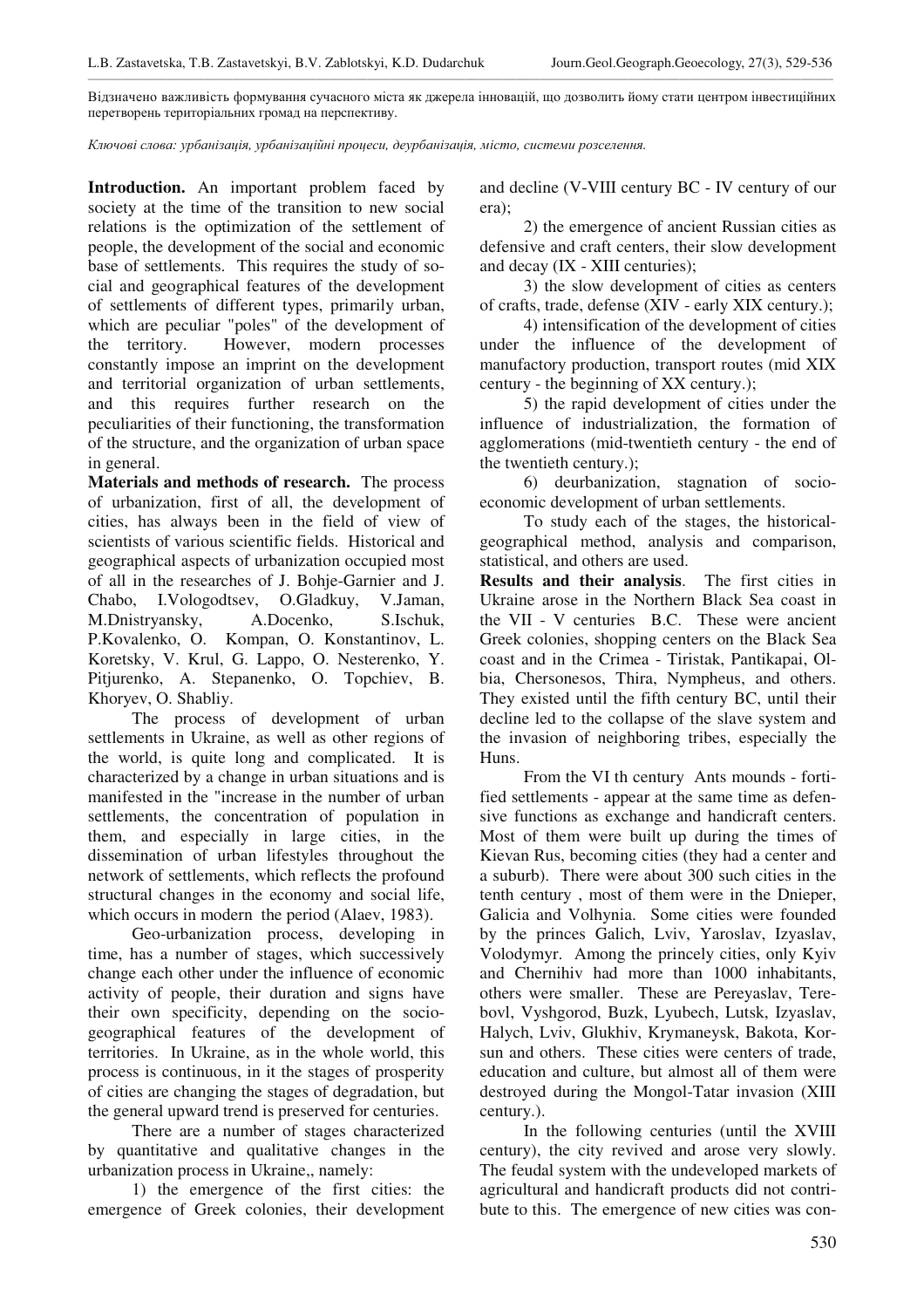Відзначено важливість формування сучасного міста як джерела інновацій, що дозволить йому стати центром інвестиційних перетворень територіальних громад на перспективу.

*Ключові слова: урбанізація, урбанізаційні процеси, деурбанізація, місто, системи розселення.*

**Introduction.** An important problem faced by society at the time of the transition to new social relations is the optimization of the settlement of people, the development of the social and economic base of settlements. This requires the study of social and geographical features of the development of settlements of different types, primarily urban, which are peculiar "poles" of the development of the territory. However, modern processes constantly impose an imprint on the development and territorial organization of urban settlements, and this requires further research on the peculiarities of their functioning, the transformation of the structure, and the organization of urban space in general.

**Materials and methods of research.** The process of urbanization, first of all, the development of cities, has always been in the field of view of scientists of various scientific fields. Historical and geographical aspects of urbanization occupied most of all in the researches of J. Bohje-Garnier and J. Chabo, I.Vologodtsev, O.Gladkuy, V.Jaman, M.Dnistryansky, A.Docenko, S.Ischuk, P.Kovalenko, O. Kompan, O. Konstantinov, L. Koretsky, V. Krul, G. Lappo, O. Nesterenko, Y. Pitjurenko, A. Stepanenko, O. Topchiev, B. Khoryev, O. Shabliy.

The process of development of urban settlements in Ukraine, as well as other regions of the world, is quite long and complicated. It is characterized by a change in urban situations and is manifested in the "increase in the number of urban settlements, the concentration of population in them, and especially in large cities, in the dissemination of urban lifestyles throughout the network of settlements, which reflects the profound structural changes in the economy and social life, which occurs in modern the period (Alaev, 1983).

Geo-urbanization process, developing in time, has a number of stages, which successively change each other under the influence of economic activity of people, their duration and signs have their own specificity, depending on the socio-geographical features of the development of territories. In Ukraine, as in the whole world, this process is continuous, in it the stages of prosperity of cities are changing the stages of degradation, but the general upward trend is preserved for centuries.

There are a number of stages characterized by quantitative and qualitative changes in the urbanization process in Ukraine,, namely:

1) the emergence of the first cities: the emergence of Greek colonies, their development and decline (V-VIII century BC - IV century of our era);

2) the emergence of ancient Russian cities as defensive and craft centers, their slow development and decay (IX - XIII centuries);

3) the slow development of cities as centers of crafts, trade, defense (XIV - early XIX century.);

4) intensification of the development of cities under the influence of the development of manufactory production, transport routes (mid XIX century - the beginning of XX century.);

5) the rapid development of cities under the influence of industrialization, the formation of agglomerations (mid-twentieth century - the end of the twentieth century.);

6) deurbanization, stagnation of socio-economic development of urban settlements.

To study each of the stages, the historical-geographical method, analysis and comparison, statistical, and others are used.

**Results and their analysis**. The first cities in Ukraine arose in the Northern Black Sea coast in the VII - V centuries B.C. These were ancient Greek colonies, shopping centers on the Black Sea coast and in the Crimea - Tiristak, Pantikapai, Olbia, Chersonesos, Thira, Nympheus, and others. They existed until the fifth century BC, until their decline led to the collapse of the slave system and the invasion of neighboring tribes, especially the Huns.

From the VI th century Ants mounds - fortified settlements - appear at the same time as defensive functions as exchange and handicraft centers. Most of them were built up during the times of Kievan Rus, becoming cities (they had a center and a suburb). There were about 300 such cities in the tenth century , most of them were in the Dnieper, Galicia and Volhynia. Some cities were founded by the princes Galich, Lviv, Yaroslav, Izyaslav, Volodymyr. Among the princely cities, only Kyiv and Chernihiv had more than 1000 inhabitants, others were smaller. These are Pereyaslav, Terebovl, Vyshgorod, Buzk, Lyubech, Lutsk, Izyaslav, Halych, Lviv, Glukhiv, Krymaneysk, Bakota, Korsun and others. These cities were centers of trade, education and culture, but almost all of them were destroyed during the Mongol-Tatar invasion (XIII century.).

In the following centuries (until the XVIII century), the city revived and arose very slowly. The feudal system with the undeveloped markets of agricultural and handicraft products did not contribute to this. The emergence of new cities was con-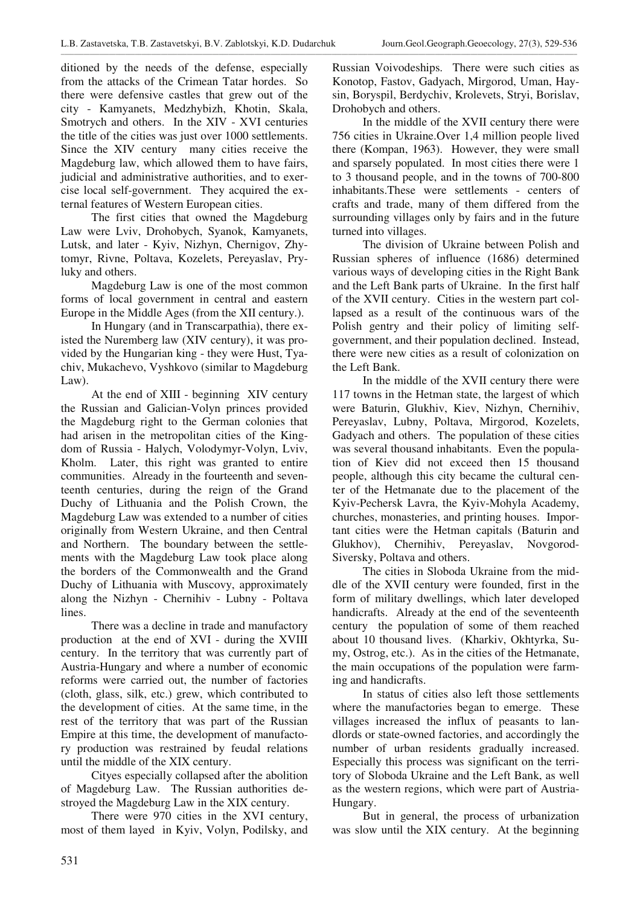ditioned by the needs of the defense, especially from the attacks of the Crimean Tatar hordes. So there were defensive castles that grew out of the city - Kamyanets, Medzhybizh, Khotin, Skala, Smotrych and others. In the XIV - XVI centuries the title of the cities was just over 1000 settlements. Since the XIV century many cities receive the Magdeburg law, which allowed them to have fairs, judicial and administrative authorities, and to exercise local self-government. They acquired the external features of Western European cities.

The first cities that owned the Magdeburg Law were Lviv, Drohobych, Syanok, Kamyanets, Lutsk, and later - Kyiv, Nizhyn, Chernigov, Zhytomyr, Rivne, Poltava, Kozelets, Pereyaslav, Pryluky and others.

Magdeburg Law is one of the most common forms of local government in central and eastern Europe in the Middle Ages (from the XII century.).

In Hungary (and in Transcarpathia), there existed the Nuremberg law (XIV century), it was provided by the Hungarian king - they were Hust, Tyachiv, Mukachevo, Vyshkovo (similar to Magdeburg Law).

At the end of XIII - beginning XIV century the Russian and Galician-Volyn princes provided the Magdeburg right to the German colonies that had arisen in the metropolitan cities of the Kingdom of Russia - Halych, Volodymyr-Volyn, Lviv, Kholm. Later, this right was granted to entire communities. Already in the fourteenth and seventeenth centuries, during the reign of the Grand Duchy of Lithuania and the Polish Crown, the Magdeburg Law was extended to a number of cities originally from Western Ukraine, and then Central and Northern. The boundary between the settlements with the Magdeburg Law took place along the borders of the Commonwealth and the Grand Duchy of Lithuania with Muscovy, approximately along the Nizhyn - Chernihiv - Lubny - Poltava lines.

There was a decline in trade and manufactory production at the end of XVI - during the XVIII century. In the territory that was currently part of Austria-Hungary and where a number of economic reforms were carried out, the number of factories (cloth, glass, silk, etc.) grew, which contributed to the development of cities. At the same time, in the rest of the territory that was part of the Russian Empire at this time, the development of manufactory production was restrained by feudal relations until the middle of the XIX century.

Cityes especially collapsed after the abolition of Magdeburg Law. The Russian authorities destroyed the Magdeburg Law in the XIX century.

There were 970 cities in the XVI century, most of them layed in Kyiv, Volyn, Podilsky, and Russian Voivodeships. There were such cities as Konotop, Fastov, Gadyach, Mirgorod, Uman, Haysin, Boryspil, Berdychiv, Krolevets, Stryi, Borislav, Drohobych and others.

In the middle of the XVII century there were 756 cities in Ukraine.Over 1,4 million people lived there (Kompan, 1963). However, they were small and sparsely populated. In most cities there were 1 to 3 thousand people, and in the towns of 700-800 inhabitants.These were settlements - centers of crafts and trade, many of them differed from the surrounding villages only by fairs and in the future turned into villages.

The division of Ukraine between Polish and Russian spheres of influence (1686) determined various ways of developing cities in the Right Bank and the Left Bank parts of Ukraine. In the first half of the XVII century. Cities in the western part collapsed as a result of the continuous wars of the Polish gentry and their policy of limiting self-government, and their population declined. Instead, there were new cities as a result of colonization on the Left Bank.

In the middle of the XVII century there were 117 towns in the Hetman state, the largest of which were Baturin, Glukhiv, Kiev, Nizhyn, Chernihiv, Pereyaslav, Lubny, Poltava, Mirgorod, Kozelets, Gadyach and others. The population of these cities was several thousand inhabitants. Even the population of Kiev did not exceed then 15 thousand people, although this city became the cultural center of the Hetmanate due to the placement of the Kyiv-Pechersk Lavra, the Kyiv-Mohyla Academy, churches, monasteries, and printing houses. Important cities were the Hetman capitals (Baturin and Glukhov), Chernihiv, Pereyaslav, Novgorod-Siversky, Poltava and others.

The cities in Sloboda Ukraine from the middle of the XVII century were founded, first in the form of military dwellings, which later developed handicrafts. Already at the end of the seventeenth century the population of some of them reached about 10 thousand lives. (Kharkiv, Okhtyrka, Sumy, Ostrog, etc.). As in the cities of the Hetmanate, the main occupations of the population were farming and handicrafts.

In status of cities also left those settlements where the manufactories began to emerge. These villages increased the influx of peasants to landlords or state-owned factories, and accordingly the number of urban residents gradually increased. Especially this process was significant on the territory of Sloboda Ukraine and the Left Bank, as well as the western regions, which were part of Austria-Hungary.

But in general, the process of urbanization was slow until the XIX century. At the beginning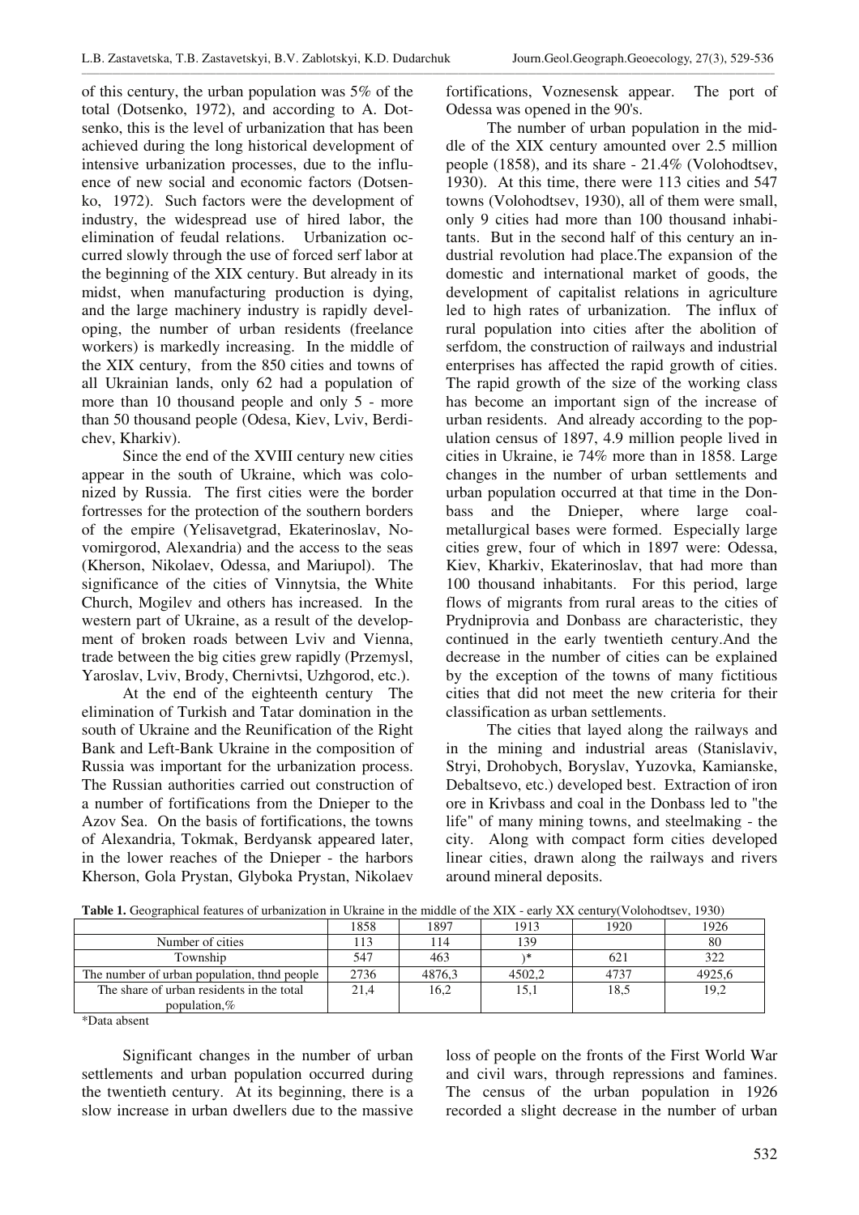of this century, the urban population was 5% of the total (Dotsenko, 1972), and according to A. Dotsenko, this is the level of urbanization that has been achieved during the long historical development of intensive urbanization processes, due to the influence of new social and economic factors (Dotsenko, 1972). Such factors were the development of industry, the widespread use of hired labor, the elimination of feudal relations. Urbanization occurred slowly through the use of forced serf labor at the beginning of the XIX century. But already in its midst, when manufacturing production is dying, and the large machinery industry is rapidly developing, the number of urban residents (freelance workers) is markedly increasing. In the middle of the XIX century, from the 850 cities and towns of all Ukrainian lands, only 62 had a population of more than 10 thousand people and only 5 - more than 50 thousand people (Odesa, Kiev, Lviv, Berdichev, Kharkiv).

Since the end of the XVIII century new cities appear in the south of Ukraine, which was colonized by Russia. The first cities were the border fortresses for the protection of the southern borders of the empire (Yelisavetgrad, Ekaterinoslav, Novomirgorod, Alexandria) and the access to the seas (Kherson, Nikolaev, Odessa, and Mariupol). The significance of the cities of Vinnytsia, the White Church, Mogilev and others has increased. In the western part of Ukraine, as a result of the development of broken roads between Lviv and Vienna, trade between the big cities grew rapidly (Przemysl, Yaroslav, Lviv, Brody, Chernivtsi, Uzhgorod, etc.).

At the end of the eighteenth century The elimination of Turkish and Tatar domination in the south of Ukraine and the Reunification of the Right Bank and Left-Bank Ukraine in the composition of Russia was important for the urbanization process. The Russian authorities carried out construction of a number of fortifications from the Dnieper to the Azov Sea. On the basis of fortifications, the towns of Alexandria, Tokmak, Berdyansk appeared later, in the lower reaches of the Dnieper - the harbors Kherson, Gola Prystan, Glyboka Prystan, Nikolaev fortifications, Voznesensk appear. The port of Odessa was opened in the 90's.

The number of urban population in the middle of the XIX century amounted over 2.5 million people (1858), and its share - 21.4% (Volohodtsev, 1930). At this time, there were 113 cities and 547 towns (Volohodtsev, 1930), all of them were small, only 9 cities had more than 100 thousand inhabitants. But in the second half of this century an industrial revolution had place.The expansion of the domestic and international market of goods, the development of capitalist relations in agriculture led to high rates of urbanization. The influx of rural population into cities after the abolition of serfdom, the construction of railways and industrial enterprises has affected the rapid growth of cities. The rapid growth of the size of the working class has become an important sign of the increase of urban residents. And already according to the population census of 1897, 4.9 million people lived in cities in Ukraine, ie 74% more than in 1858. Large changes in the number of urban settlements and urban population occurred at that time in the Donbass and the Dnieper, where large coal-metallurgical bases were formed. Especially large cities grew, four of which in 1897 were: Odessa, Kiev, Kharkiv, Ekaterinoslav, that had more than 100 thousand inhabitants. For this period, large flows of migrants from rural areas to the cities of Prydniprovia and Donbass are characteristic, they continued in the early twentieth century.And the decrease in the number of cities can be explained by the exception of the towns of many fictitious cities that did not meet the new criteria for their classification as urban settlements.

The cities that layed along the railways and in the mining and industrial areas (Stanislaviv, Stryi, Drohobych, Boryslav, Yuzovka, Kamianske, Debaltsevo, etc.) developed best. Extraction of iron ore in Krivbass and coal in the Donbass led to "the life" of many mining towns, and steelmaking - the city. Along with compact form cities developed linear cities, drawn along the railways and rivers around mineral deposits.

**Table 1.** Geographical features of urbanization in Ukraine in the middle of the XIX - early XX century(Volohodtsev, 1930)

| | 1858 | 1897 | 1913 | 1920 | 1926 |
|---|---|---|---|---|---|
| Number of cities | 113 | 114 | 139 | | 80 |
| Township | 547 | 463 | )* | 621 | 322 |
| The number of urban population, thnd people | 2736 | 4876,3 | 4502,2 | 4737 | 4925,6 |
| The share of urban residents in the total population,% | 21,4 | 16,2 | 15,1 | 18,5 | 19,2 |

*Data absent

Significant changes in the number of urban settlements and urban population occurred during the twentieth century. At its beginning, there is a slow increase in urban dwellers due to the massive loss of people on the fronts of the First World War and civil wars, through repressions and famines. The census of the urban population in 1926 recorded a slight decrease in the number of urban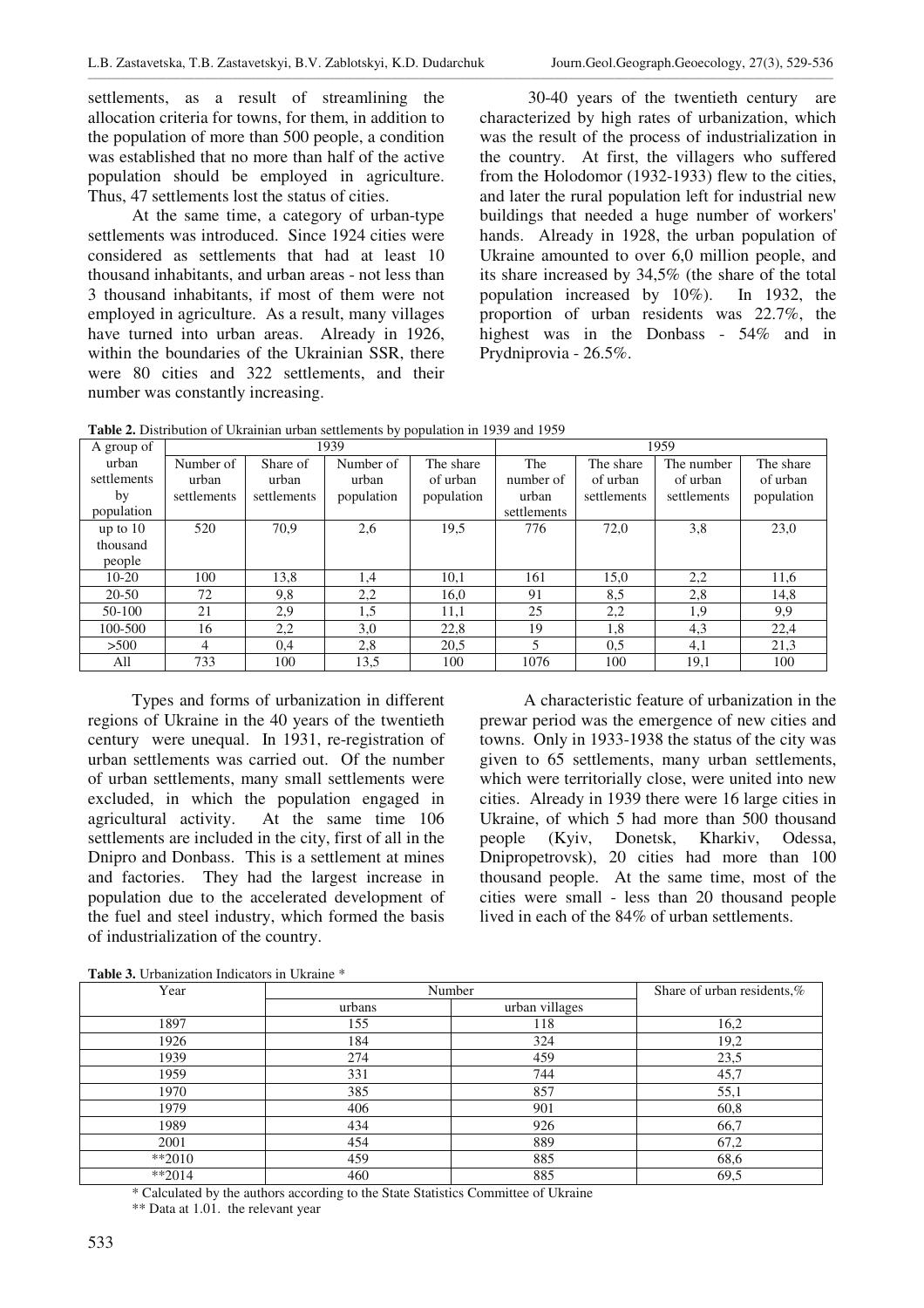settlements, as a result of streamlining the allocation criteria for towns, for them, in addition to the population of more than 500 people, a condition was established that no more than half of the active population should be employed in agriculture. Thus, 47 settlements lost the status of cities.

At the same time, a category of urban-type settlements was introduced. Since 1924 cities were considered as settlements that had at least 10 thousand inhabitants, and urban areas - not less than 3 thousand inhabitants, if most of them were not employed in agriculture. As a result, many villages have turned into urban areas. Already in 1926, within the boundaries of the Ukrainian SSR, there were 80 cities and 322 settlements, and their number was constantly increasing.

30-40 years of the twentieth century are characterized by high rates of urbanization, which was the result of the process of industrialization in the country. At first, the villagers who suffered from the Holodomor (1932-1933) flew to the cities, and later the rural population left for industrial new buildings that needed a huge number of workers' hands. Already in 1928, the urban population of Ukraine amounted to over 6,0 million people, and its share increased by 34,5% (the share of the total population increased by 10%). In 1932, the proportion of urban residents was 22.7%, the highest was in the Donbass - 54% and in Prydniprovia - 26.5%.

**Table 2.** Distribution of Ukrainian urban settlements by population in 1939 and 1959

| A group of urban settlements by population | 1939 | | | | 1959 | | | |
|---|---|---|---|---|---|---|---|---|
| | Number of urban settlements | Share of urban settlements | Number of urban population | The share of urban population | The number of urban settlements | The share of urban settlements | The number of urban settlements | The share of urban population |
| up to 10 thousand people | 520 | 70,9 | 2,6 | 19,5 | 776 | 72,0 | 3,8 | 23,0 |
| 10-20 | 100 | 13,8 | 1,4 | 10,1 | 161 | 15,0 | 2,2 | 11,6 |
| 20-50 | 72 | 9,8 | 2,2 | 16,0 | 91 | 8,5 | 2,8 | 14,8 |
| 50-100 | 21 | 2,9 | 1,5 | 11,1 | 25 | 2,2 | 1,9 | 9,9 |
| 100-500 | 16 | 2,2 | 3,0 | 22,8 | 19 | 1,8 | 4,3 | 22,4 |
| >500 | 4 | 0,4 | 2,8 | 20,5 | 5 | 0,5 | 4,1 | 21,3 |
| All | 733 | 100 | 13,5 | 100 | 1076 | 100 | 19,1 | 100 |

Types and forms of urbanization in different regions of Ukraine in the 40 years of the twentieth century were unequal. In 1931, re-registration of urban settlements was carried out. Of the number of urban settlements, many small settlements were excluded, in which the population engaged in agricultural activity. At the same time 106 settlements are included in the city, first of all in the Dnipro and Donbass. This is a settlement at mines and factories. They had the largest increase in population due to the accelerated development of the fuel and steel industry, which formed the basis of industrialization of the country.

A characteristic feature of urbanization in the prewar period was the emergence of new cities and towns. Only in 1933-1938 the status of the city was given to 65 settlements, many urban settlements, which were territorially close, were united into new cities. Already in 1939 there were 16 large cities in Ukraine, of which 5 had more than 500 thousand people (Kyiv, Donetsk, Kharkiv, Odessa, Dnipropetrovsk), 20 cities had more than 100 thousand people. At the same time, most of the cities were small - less than 20 thousand people lived in each of the 84% of urban settlements.

**Table 3.** Urbanization Indicators in Ukraine *

| Year | Number | | Share of urban residents,% |
|---|---|---|---|
| | urbans | urban villages | |
| 1897 | 155 | 118 | 16,2 |
| 1926 | 184 | 324 | 19,2 |
| 1939 | 274 | 459 | 23,5 |
| 1959 | 331 | 744 | 45,7 |
| 1970 | 385 | 857 | 55,1 |
| 1979 | 406 | 901 | 60,8 |
| 1989 | 434 | 926 | 66,7 |
| 2001 | 454 | 889 | 67,2 |
| **2010 | 459 | 885 | 68,6 |
| **2014 | 460 | 885 | 69,5 |

\* Calculated by the authors according to the State Statistics Committee of Ukraine

\** Data at 1.01. the relevant year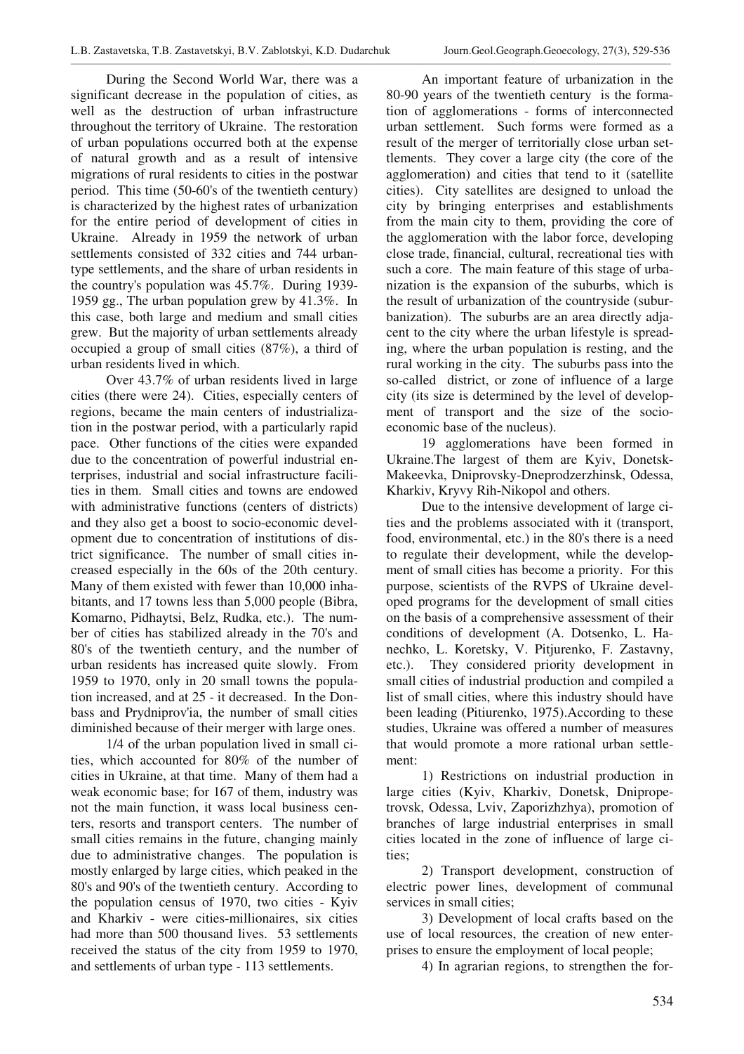During the Second World War, there was a significant decrease in the population of cities, as well as the destruction of urban infrastructure throughout the territory of Ukraine. The restoration of urban populations occurred both at the expense of natural growth and as a result of intensive migrations of rural residents to cities in the postwar period. This time (50-60's of the twentieth century) is characterized by the highest rates of urbanization for the entire period of development of cities in Ukraine. Already in 1959 the network of urban settlements consisted of 332 cities and 744 urban-type settlements, and the share of urban residents in the country's population was 45.7%. During 1939-1959 gg., The urban population grew by 41.3%. In this case, both large and medium and small cities grew. But the majority of urban settlements already occupied a group of small cities (87%), a third of urban residents lived in which.

Over 43.7% of urban residents lived in large cities (there were 24). Cities, especially centers of regions, became the main centers of industrialization in the postwar period, with a particularly rapid pace. Other functions of the cities were expanded due to the concentration of powerful industrial enterprises, industrial and social infrastructure facilities in them. Small cities and towns are endowed with administrative functions (centers of districts) and they also get a boost to socio-economic development due to concentration of institutions of district significance. The number of small cities increased especially in the 60s of the 20th century. Many of them existed with fewer than 10,000 inhabitants, and 17 towns less than 5,000 people (Bibra, Komarno, Pidhaytsi, Belz, Rudka, etc.). The number of cities has stabilized already in the 70's and 80's of the twentieth century, and the number of urban residents has increased quite slowly. From 1959 to 1970, only in 20 small towns the population increased, and at 25 - it decreased. In the Donbass and Prydniprov'ia, the number of small cities diminished because of their merger with large ones.

1/4 of the urban population lived in small cities, which accounted for 80% of the number of cities in Ukraine, at that time. Many of them had a weak economic base; for 167 of them, industry was not the main function, it wass local business centers, resorts and transport centers. The number of small cities remains in the future, changing mainly due to administrative changes. The population is mostly enlarged by large cities, which peaked in the 80's and 90's of the twentieth century. According to the population census of 1970, two cities - Kyiv and Kharkiv - were cities-millionaires, six cities had more than 500 thousand lives. 53 settlements received the status of the city from 1959 to 1970, and settlements of urban type - 113 settlements.

An important feature of urbanization in the 80-90 years of the twentieth century is the formation of agglomerations - forms of interconnected urban settlement. Such forms were formed as a result of the merger of territorially close urban settlements. They cover a large city (the core of the agglomeration) and cities that tend to it (satellite cities). City satellites are designed to unload the city by bringing enterprises and establishments from the main city to them, providing the core of the agglomeration with the labor force, developing close trade, financial, cultural, recreational ties with such a core. The main feature of this stage of urbanization is the expansion of the suburbs, which is the result of urbanization of the countryside (suburbanization). The suburbs are an area directly adjacent to the city where the urban lifestyle is spreading, where the urban population is resting, and the rural working in the city. The suburbs pass into the so-called district, or zone of influence of a large city (its size is determined by the level of development of transport and the size of the socio-economic base of the nucleus).

19 agglomerations have been formed in Ukraine.The largest of them are Kyiv, Donetsk-Makeevka, Dniprovsky-Dneprodzerzhinsk, Odessa, Kharkiv, Kryvy Rih-Nikopol and others.

Due to the intensive development of large cities and the problems associated with it (transport, food, environmental, etc.) in the 80's there is a need to regulate their development, while the development of small cities has become a priority. For this purpose, scientists of the RVPS of Ukraine developed programs for the development of small cities on the basis of a comprehensive assessment of their conditions of development (A. Dotsenko, L. Hanechko, L. Koretsky, V. Pitjurenko, F. Zastavny, etc.). They considered priority development in small cities of industrial production and compiled a list of small cities, where this industry should have been leading (Pitiurenko, 1975).According to these studies, Ukraine was offered a number of measures that would promote a more rational urban settlement:

1) Restrictions on industrial production in large cities (Kyiv, Kharkiv, Donetsk, Dnipropetrovsk, Odessa, Lviv, Zaporizhzhya), promotion of branches of large industrial enterprises in small cities located in the zone of influence of large cities;

2) Transport development, construction of electric power lines, development of communal services in small cities;

3) Development of local crafts based on the use of local resources, the creation of new enterprises to ensure the employment of local people;

4) In agrarian regions, to strengthen the for-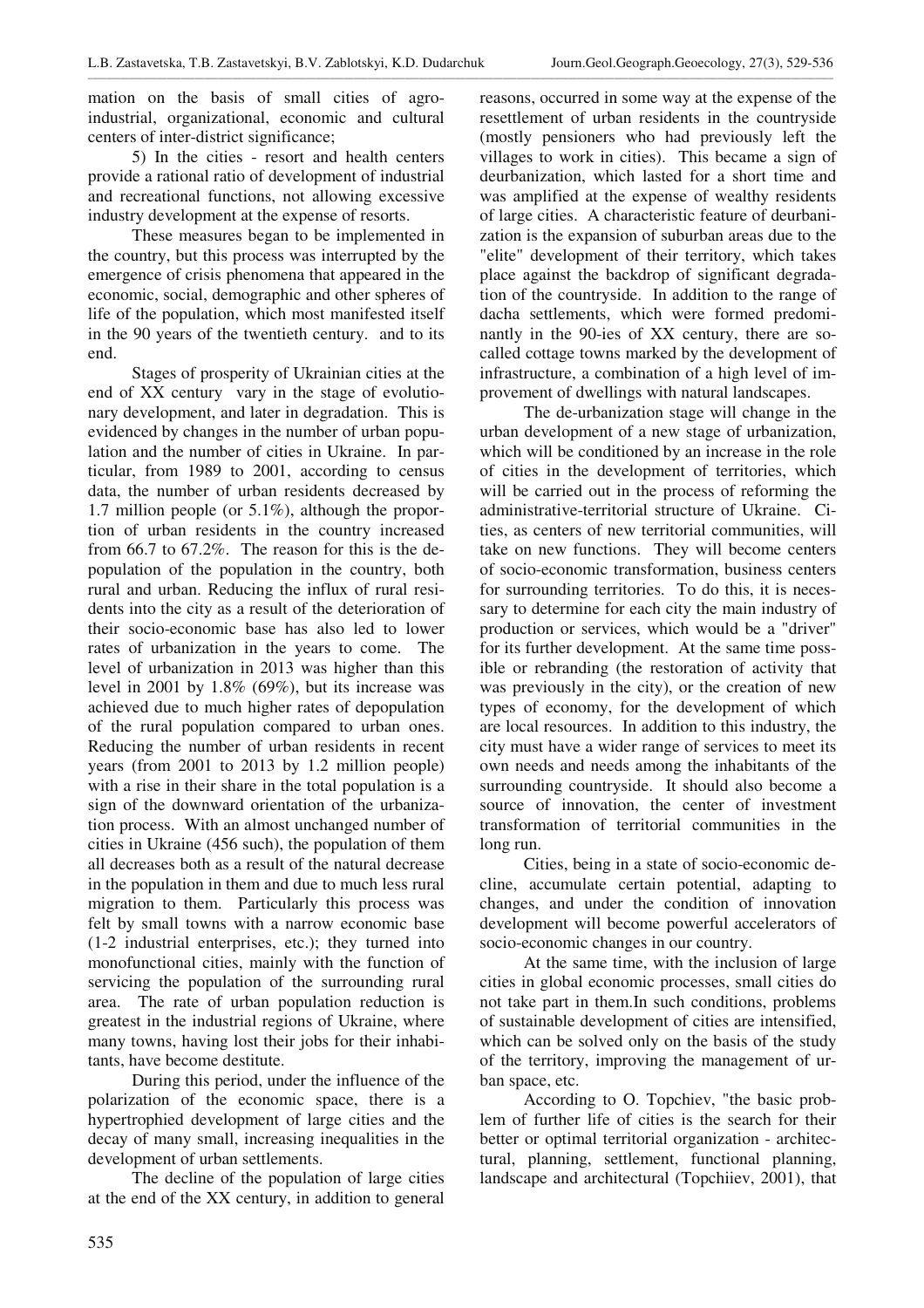mation on the basis of small cities of agro-industrial, organizational, economic and cultural centers of inter-district significance;

5) In the cities - resort and health centers provide a rational ratio of development of industrial and recreational functions, not allowing excessive industry development at the expense of resorts.

These measures began to be implemented in the country, but this process was interrupted by the emergence of crisis phenomena that appeared in the economic, social, demographic and other spheres of life of the population, which most manifested itself in the 90 years of the twentieth century. and to its end.

Stages of prosperity of Ukrainian cities at the end of XX century vary in the stage of evolutionary development, and later in degradation. This is evidenced by changes in the number of urban population and the number of cities in Ukraine. In particular, from 1989 to 2001, according to census data, the number of urban residents decreased by 1.7 million people (or 5.1%), although the proportion of urban residents in the country increased from 66.7 to 67.2%. The reason for this is the depopulation of the population in the country, both rural and urban. Reducing the influx of rural residents into the city as a result of the deterioration of their socio-economic base has also led to lower rates of urbanization in the years to come. The level of urbanization in 2013 was higher than this level in 2001 by 1.8% (69%), but its increase was achieved due to much higher rates of depopulation of the rural population compared to urban ones. Reducing the number of urban residents in recent years (from 2001 to 2013 by 1.2 million people) with a rise in their share in the total population is a sign of the downward orientation of the urbanization process. With an almost unchanged number of cities in Ukraine (456 such), the population of them all decreases both as a result of the natural decrease in the population in them and due to much less rural migration to them. Particularly this process was felt by small towns with a narrow economic base (1-2 industrial enterprises, etc.); they turned into monofunctional cities, mainly with the function of servicing the population of the surrounding rural area. The rate of urban population reduction is greatest in the industrial regions of Ukraine, where many towns, having lost their jobs for their inhabitants, have become destitute.

During this period, under the influence of the polarization of the economic space, there is a hypertrophied development of large cities and the decay of many small, increasing inequalities in the development of urban settlements.

The decline of the population of large cities at the end of the XX century, in addition to general reasons, occurred in some way at the expense of the resettlement of urban residents in the countryside (mostly pensioners who had previously left the villages to work in cities). This became a sign of deurbanization, which lasted for a short time and was amplified at the expense of wealthy residents of large cities. A characteristic feature of deurbanization is the expansion of suburban areas due to the "elite" development of their territory, which takes place against the backdrop of significant degradation of the countryside. In addition to the range of dacha settlements, which were formed predominantly in the 90-ies of XX century, there are so-called cottage towns marked by the development of infrastructure, a combination of a high level of improvement of dwellings with natural landscapes.

The de-urbanization stage will change in the urban development of a new stage of urbanization, which will be conditioned by an increase in the role of cities in the development of territories, which will be carried out in the process of reforming the administrative-territorial structure of Ukraine. Cities, as centers of new territorial communities, will take on new functions. They will become centers of socio-economic transformation, business centers for surrounding territories. To do this, it is necessary to determine for each city the main industry of production or services, which would be a "driver" for its further development. At the same time possible or rebranding (the restoration of activity that was previously in the city), or the creation of new types of economy, for the development of which are local resources. In addition to this industry, the city must have a wider range of services to meet its own needs and needs among the inhabitants of the surrounding countryside. It should also become a source of innovation, the center of investment transformation of territorial communities in the long run.

Cities, being in a state of socio-economic decline, accumulate certain potential, adapting to changes, and under the condition of innovation development will become powerful accelerators of socio-economic changes in our country.

At the same time, with the inclusion of large cities in global economic processes, small cities do not take part in them.In such conditions, problems of sustainable development of cities are intensified, which can be solved only on the basis of the study of the territory, improving the management of urban space, etc.

According to O. Topchiev, "the basic problem of further life of cities is the search for their better or optimal territorial organization - architectural, planning, settlement, functional planning, landscape and architectural (Topchiiev, 2001), that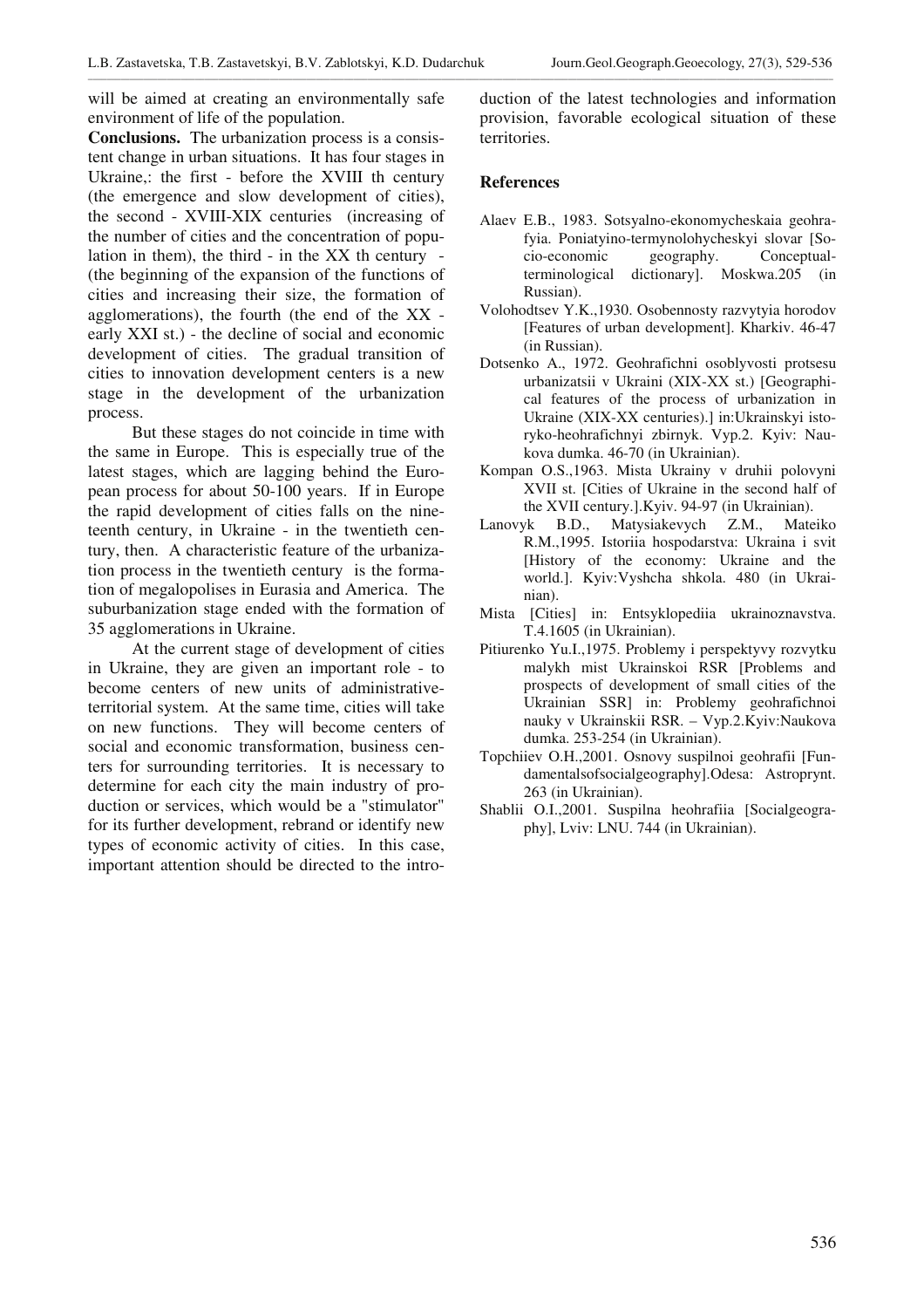will be aimed at creating an environmentally safe environment of life of the population.

**Conclusions.** The urbanization process is a consistent change in urban situations. It has four stages in Ukraine,: the first - before the XVIII th century (the emergence and slow development of cities), the second - XVIII-XIX centuries (increasing of the number of cities and the concentration of population in them), the third - in the XX th century - (the beginning of the expansion of the functions of cities and increasing their size, the formation of agglomerations), the fourth (the end of the XX - early XXI st.) - the decline of social and economic development of cities. The gradual transition of cities to innovation development centers is a new stage in the development of the urbanization process.

But these stages do not coincide in time with the same in Europe. This is especially true of the latest stages, which are lagging behind the European process for about 50-100 years. If in Europe the rapid development of cities falls on the nineteenth century, in Ukraine - in the twentieth century, then. A characteristic feature of the urbanization process in the twentieth century is the formation of megalopolises in Eurasia and America. The suburbanization stage ended with the formation of 35 agglomerations in Ukraine.

At the current stage of development of cities in Ukraine, they are given an important role - to become centers of new units of administrative-territorial system. At the same time, cities will take on new functions. They will become centers of social and economic transformation, business centers for surrounding territories. It is necessary to determine for each city the main industry of production or services, which would be a "stimulator" for its further development, rebrand or identify new types of economic activity of cities. In this case, important attention should be directed to the introduction of the latest technologies and information provision, favorable ecological situation of these territories.

## References

Alaev E.B., 1983. Sotsyalno-ekonomycheskaia geohrafyia. Poniatyino-termynolohycheskyi slovar [Socio-economic geography. Conceptual-terminological dictionary]. Moskwa.205 (in Russian).

Volohodtsev Y.K.,1930. Osobennosty razvytyia horodov [Features of urban development]. Kharkiv. 46-47 (in Russian).

Dotsenko A., 1972. Geohrafichni osoblyvosti protsesu urbanizatsii v Ukraini (XIX-XX st.) [Geographical features of the process of urbanization in Ukraine (XIX-XX centuries).] in:Ukrainskyi istoryko-heohrafichnyi zbirnyk. Vyp.2. Kyiv: Naukova dumka. 46-70 (in Ukrainian).

Kompan O.S.,1963. Mista Ukrainy v druhii polovyni XVII st. [Cities of Ukraine in the second half of the XVII century.].Kyiv. 94-97 (in Ukrainian).

Lanovyk B.D., Matysiakevych Z.M., Mateiko R.M.,1995. Istoriia hospodarstva: Ukraina i svit [History of the economy: Ukraine and the world.]. Kyiv:Vyshcha shkola. 480 (in Ukrainian).

Mista [Cities] in: Entsyklopediia ukrainoznavstva. T.4.1605 (in Ukrainian).

Pitiurenko Yu.I.,1975. Problemy i perspektyvy rozvytku malykh mist Ukrainskoi RSR [Problems and prospects of development of small cities of the Ukrainian SSR] in: Problemy geohrafichnoi nauky v Ukrainskii RSR. – Vyp.2.Kyiv:Naukova dumka. 253-254 (in Ukrainian).

Topchiiev O.H.,2001. Osnovy suspilnoi geohrafii [Fundamentalsofsocialgeography].Odesa: Astroprynt. 263 (in Ukrainian).

Shablii O.I.,2001. Suspilna heohrafiia [Socialgeography], Lviv: LNU. 744 (in Ukrainian).